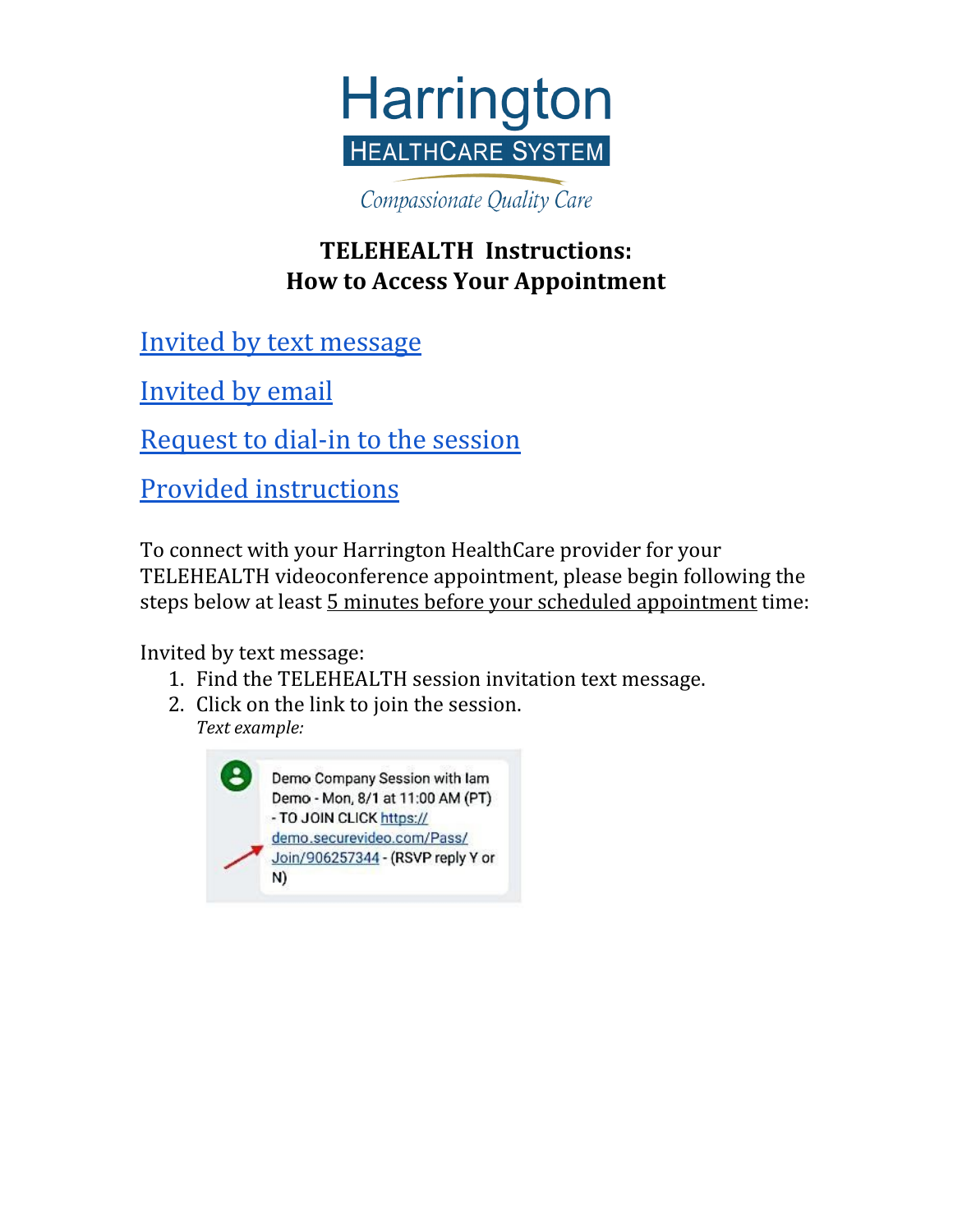Harrington
HEALTHCARE SYSTEM
*Compassionate Quality Care*

# TELEHEALTH Instructions: How to Access Your Appointment

Invited by text message

Invited by email

Request to dial-in to the session

Provided instructions

To connect with your Harrington HealthCare provider for your TELEHEALTH videoconference appointment, please begin following the steps below at least 5 minutes before your scheduled appointment time:

Invited by text message:

1. Find the TELEHEALTH session invitation text message.
2. Click on the link to join the session.

*Text example:*

Demo Company Session with Iam Demo - Mon, 8/1 at 11:00 AM (PT) - TO JOIN CLICK https://demo.securevideo.com/Pass/Join/906257344 - (RSVP reply Y or N)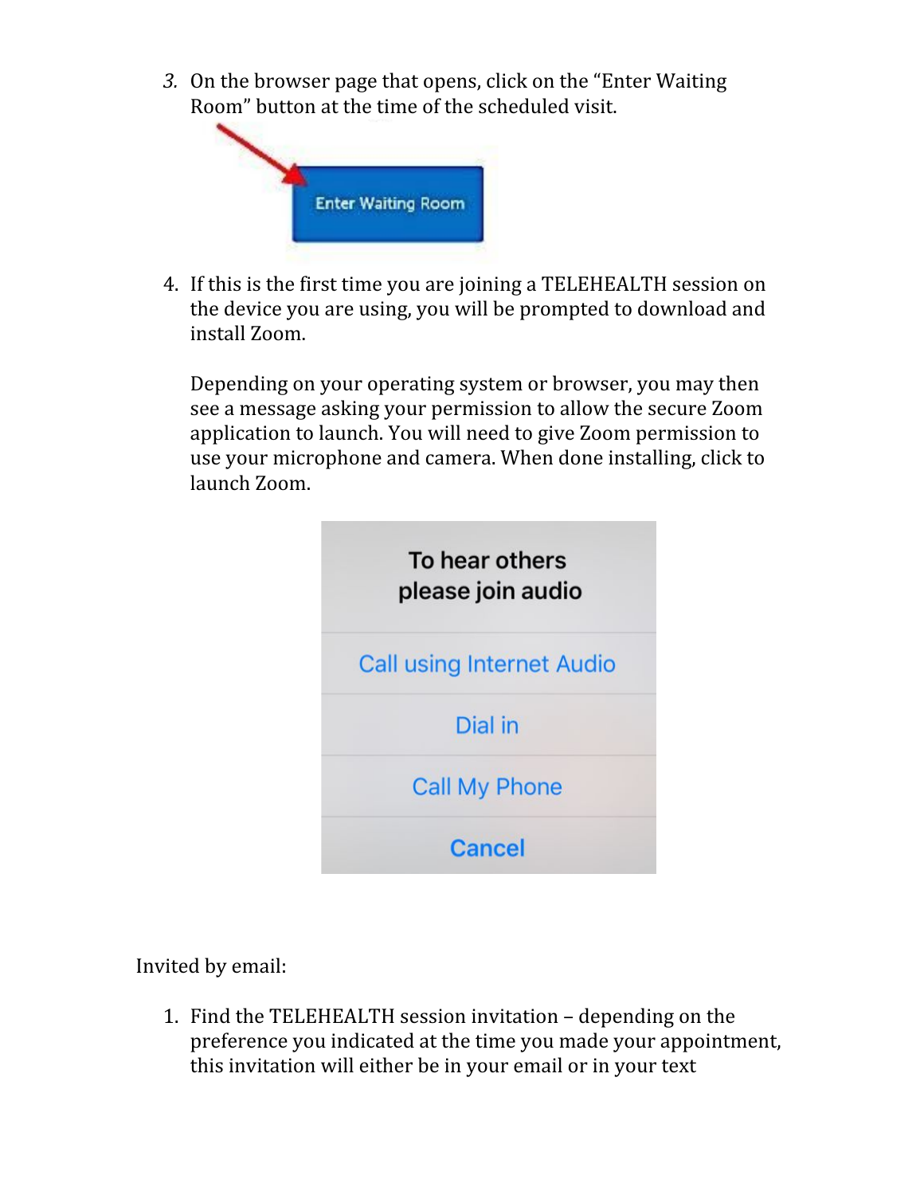3. On the browser page that opens, click on the "Enter Waiting Room" button at the time of the scheduled visit.

Enter Waiting Room

4. If this is the first time you are joining a TELEHEALTH session on the device you are using, you will be prompted to download and install Zoom.

   Depending on your operating system or browser, you may then see a message asking your permission to allow the secure Zoom application to launch. You will need to give Zoom permission to use your microphone and camera. When done installing, click to launch Zoom.

To hear others please join audio

Call using Internet Audio

Dial in

Call My Phone

Cancel

Invited by email:

1. Find the TELEHEALTH session invitation – depending on the preference you indicated at the time you made your appointment, this invitation will either be in your email or in your text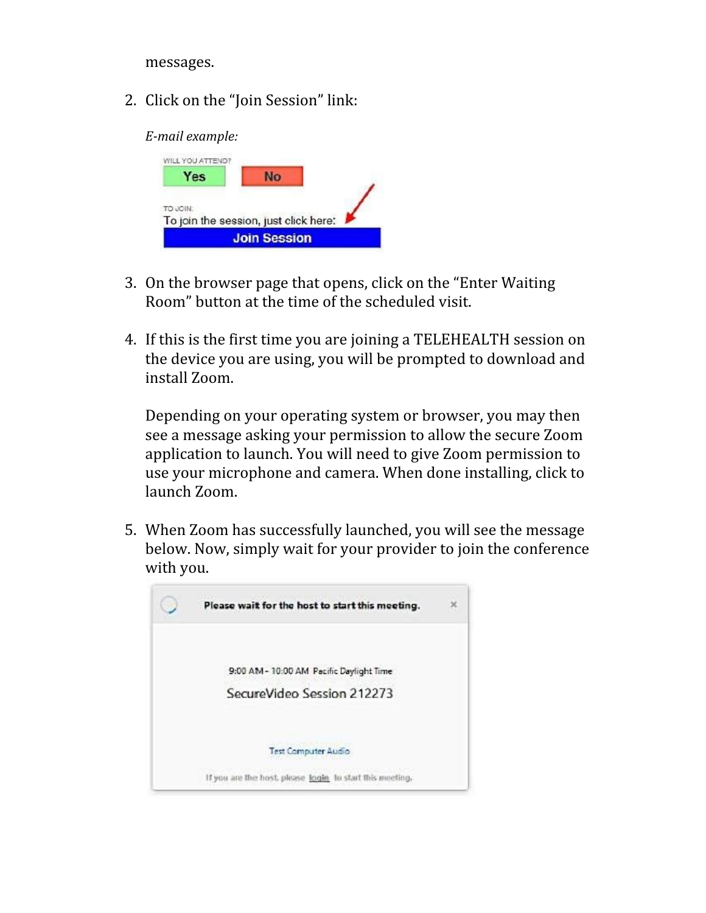messages.

2. Click on the "Join Session" link:

   *E-mail example:*

   WILL YOU ATTEND?

   Yes No

   TO JOIN:

   To join the session, just click here:

   Join Session

3. On the browser page that opens, click on the "Enter Waiting Room" button at the time of the scheduled visit.

4. If this is the first time you are joining a TELEHEALTH session on the device you are using, you will be prompted to download and install Zoom.

   Depending on your operating system or browser, you may then see a message asking your permission to allow the secure Zoom application to launch. You will need to give Zoom permission to use your microphone and camera. When done installing, click to launch Zoom.

5. When Zoom has successfully launched, you will see the message below. Now, simply wait for your provider to join the conference with you.

   Please wait for the host to start this meeting.

   9:00 AM - 10:00 AM Pacific Daylight Time

   SecureVideo Session 212273

   Test Computer Audio

   If you are the host, please login to start this meeting.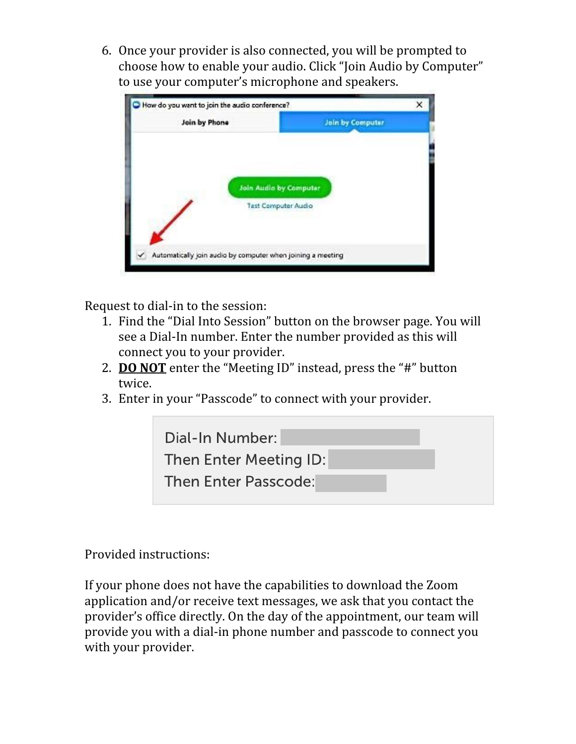6. Once your provider is also connected, you will be prompted to choose how to enable your audio. Click "Join Audio by Computer" to use your computer's microphone and speakers.

Request to dial-in to the session:

1. Find the "Dial Into Session" button on the browser page. You will see a Dial-In number. Enter the number provided as this will connect you to your provider.
2. **DO NOT** enter the "Meeting ID" instead, press the "#" button twice.
3. Enter in your "Passcode" to connect with your provider.

Dial-In Number:
Then Enter Meeting ID:
Then Enter Passcode:

Provided instructions:

If your phone does not have the capabilities to download the Zoom application and/or receive text messages, we ask that you contact the provider's office directly. On the day of the appointment, our team will provide you with a dial-in phone number and passcode to connect you with your provider.